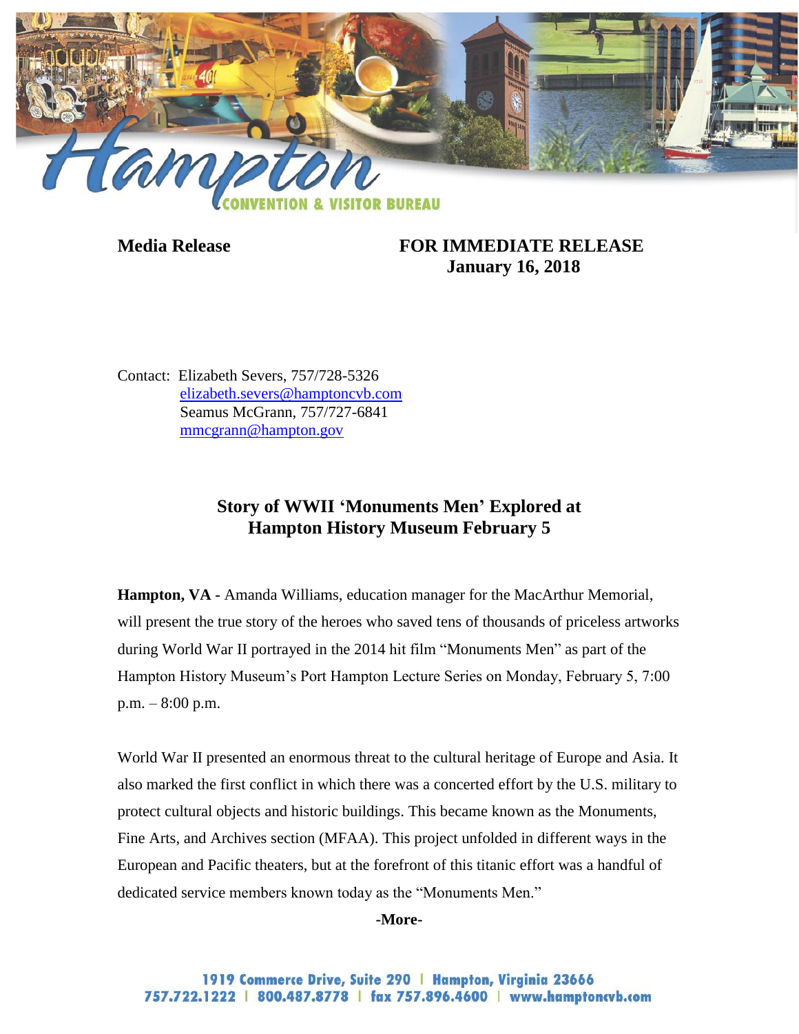**Media Release** **FOR IMMEDIATE RELEASE**
**January 16, 2018**

Contact: Elizabeth Severs, 757/728-5326
elizabeth.severs@hamptoncvb.com
Seamus McGrann, 757/727-6841
mmcgrann@hampton.gov

## Story of WWII 'Monuments Men' Explored at Hampton History Museum February 5

**Hampton, VA -** Amanda Williams, education manager for the MacArthur Memorial, will present the true story of the heroes who saved tens of thousands of priceless artworks during World War II portrayed in the 2014 hit film "Monuments Men" as part of the Hampton History Museum's Port Hampton Lecture Series on Monday, February 5, 7:00 p.m. – 8:00 p.m.

World War II presented an enormous threat to the cultural heritage of Europe and Asia. It also marked the first conflict in which there was a concerted effort by the U.S. military to protect cultural objects and historic buildings. This became known as the Monuments, Fine Arts, and Archives section (MFAA). This project unfolded in different ways in the European and Pacific theaters, but at the forefront of this titanic effort was a handful of dedicated service members known today as the "Monuments Men."

**-More-**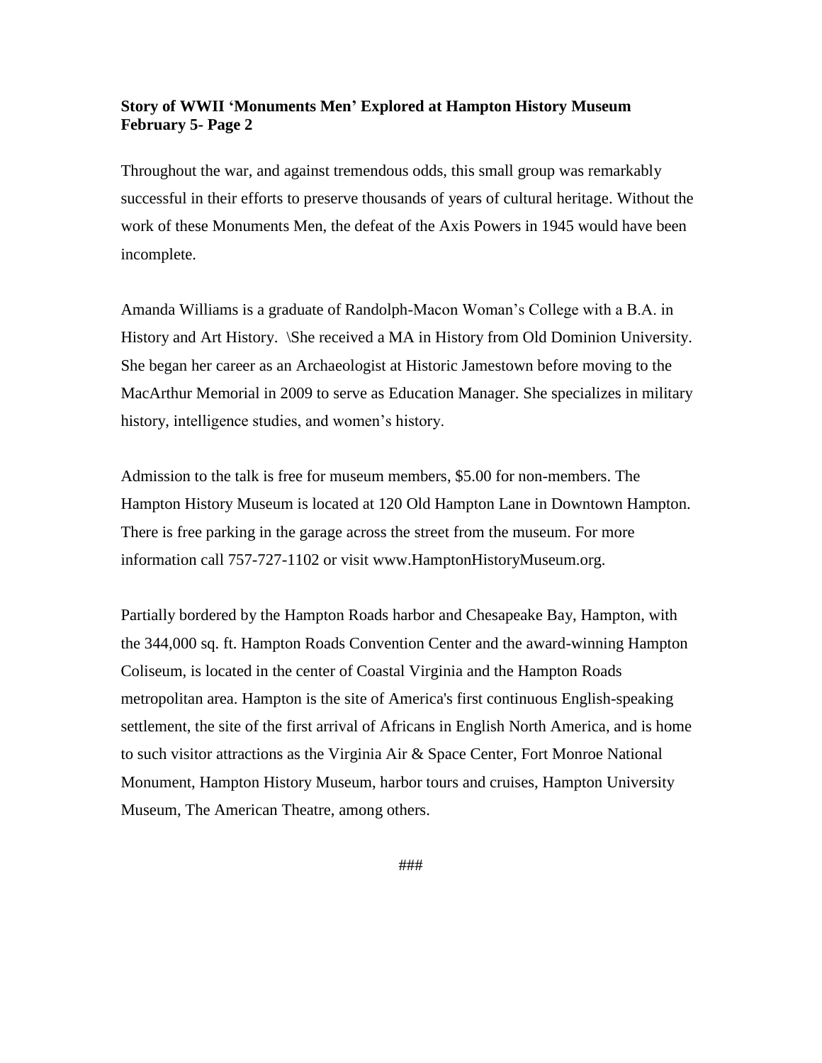Throughout the war, and against tremendous odds, this small group was remarkably successful in their efforts to preserve thousands of years of cultural heritage. Without the work of these Monuments Men, the defeat of the Axis Powers in 1945 would have been incomplete.

Amanda Williams is a graduate of Randolph-Macon Woman's College with a B.A. in History and Art History. \She received a MA in History from Old Dominion University. She began her career as an Archaeologist at Historic Jamestown before moving to the MacArthur Memorial in 2009 to serve as Education Manager. She specializes in military history, intelligence studies, and women's history.

Admission to the talk is free for museum members, $5.00 for non-members. The Hampton History Museum is located at 120 Old Hampton Lane in Downtown Hampton. There is free parking in the garage across the street from the museum. For more information call 757-727-1102 or visit www.HamptonHistoryMuseum.org.

Partially bordered by the Hampton Roads harbor and Chesapeake Bay, Hampton, with the 344,000 sq. ft. Hampton Roads Convention Center and the award-winning Hampton Coliseum, is located in the center of Coastal Virginia and the Hampton Roads metropolitan area. Hampton is the site of America's first continuous English-speaking settlement, the site of the first arrival of Africans in English North America, and is home to such visitor attractions as the Virginia Air & Space Center, Fort Monroe National Monument, Hampton History Museum, harbor tours and cruises, Hampton University Museum, The American Theatre, among others.

###